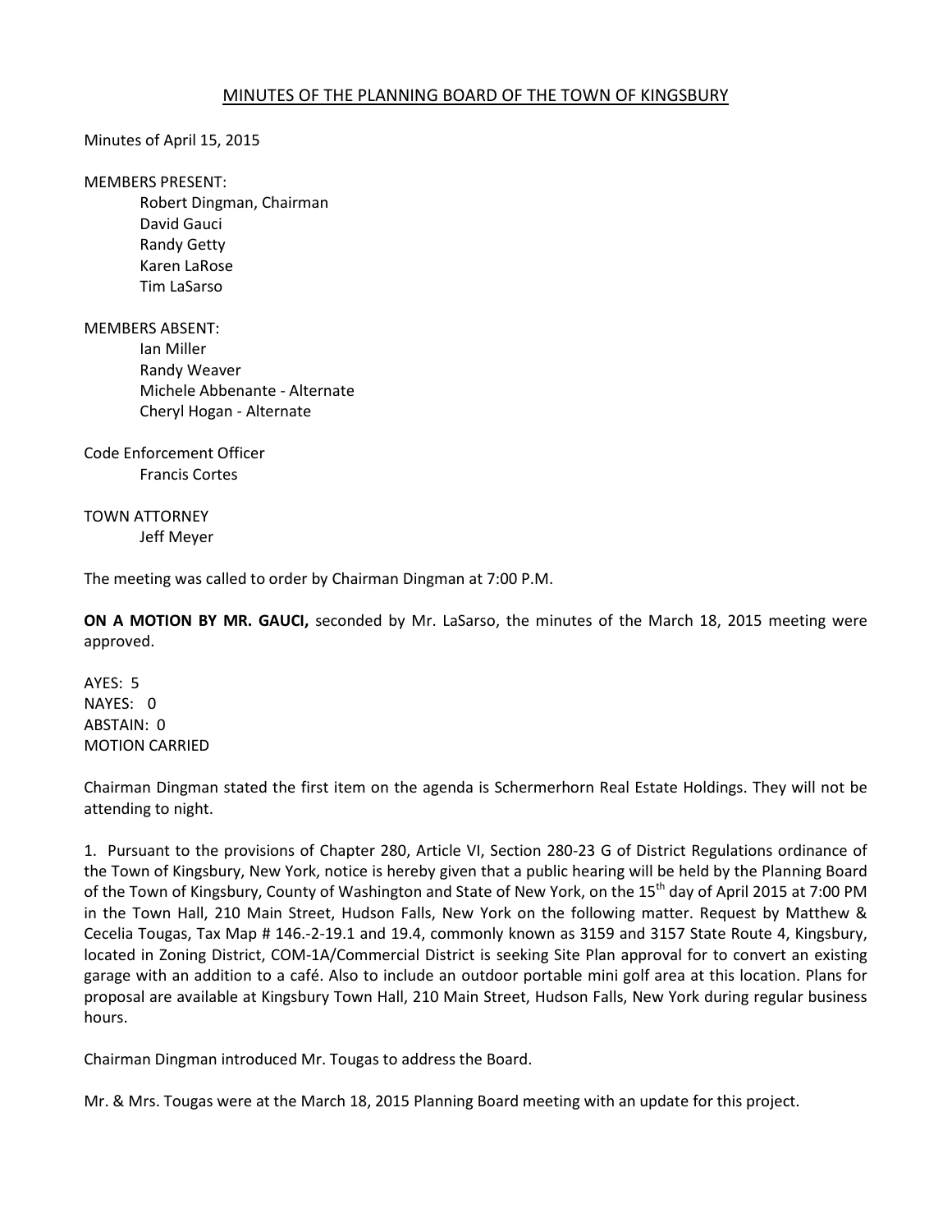# MINUTES OF THE PLANNING BOARD OF THE TOWN OF KINGSBURY

Minutes of April 15, 2015

MEMBERS PRESENT:
- Robert Dingman, Chairman
- David Gauci
- Randy Getty
- Karen LaRose
- Tim LaSarso

MEMBERS ABSENT:
- Ian Miller
- Randy Weaver
- Michele Abbenante - Alternate
- Cheryl Hogan - Alternate

Code Enforcement Officer
- Francis Cortes

TOWN ATTORNEY
- Jeff Meyer

The meeting was called to order by Chairman Dingman at 7:00 P.M.

**ON A MOTION BY MR. GAUCI,** seconded by Mr. LaSarso, the minutes of the March 18, 2015 meeting were approved.

AYES: 5
NAYES: 0
ABSTAIN: 0
MOTION CARRIED

Chairman Dingman stated the first item on the agenda is Schermerhorn Real Estate Holdings. They will not be attending to night.

1. Pursuant to the provisions of Chapter 280, Article VI, Section 280-23 G of District Regulations ordinance of the Town of Kingsbury, New York, notice is hereby given that a public hearing will be held by the Planning Board of the Town of Kingsbury, County of Washington and State of New York, on the 15th day of April 2015 at 7:00 PM in the Town Hall, 210 Main Street, Hudson Falls, New York on the following matter. Request by Matthew & Cecelia Tougas, Tax Map # 146.-2-19.1 and 19.4, commonly known as 3159 and 3157 State Route 4, Kingsbury, located in Zoning District, COM-1A/Commercial District is seeking Site Plan approval for to convert an existing garage with an addition to a café. Also to include an outdoor portable mini golf area at this location. Plans for proposal are available at Kingsbury Town Hall, 210 Main Street, Hudson Falls, New York during regular business hours.

Chairman Dingman introduced Mr. Tougas to address the Board.

Mr. & Mrs. Tougas were at the March 18, 2015 Planning Board meeting with an update for this project.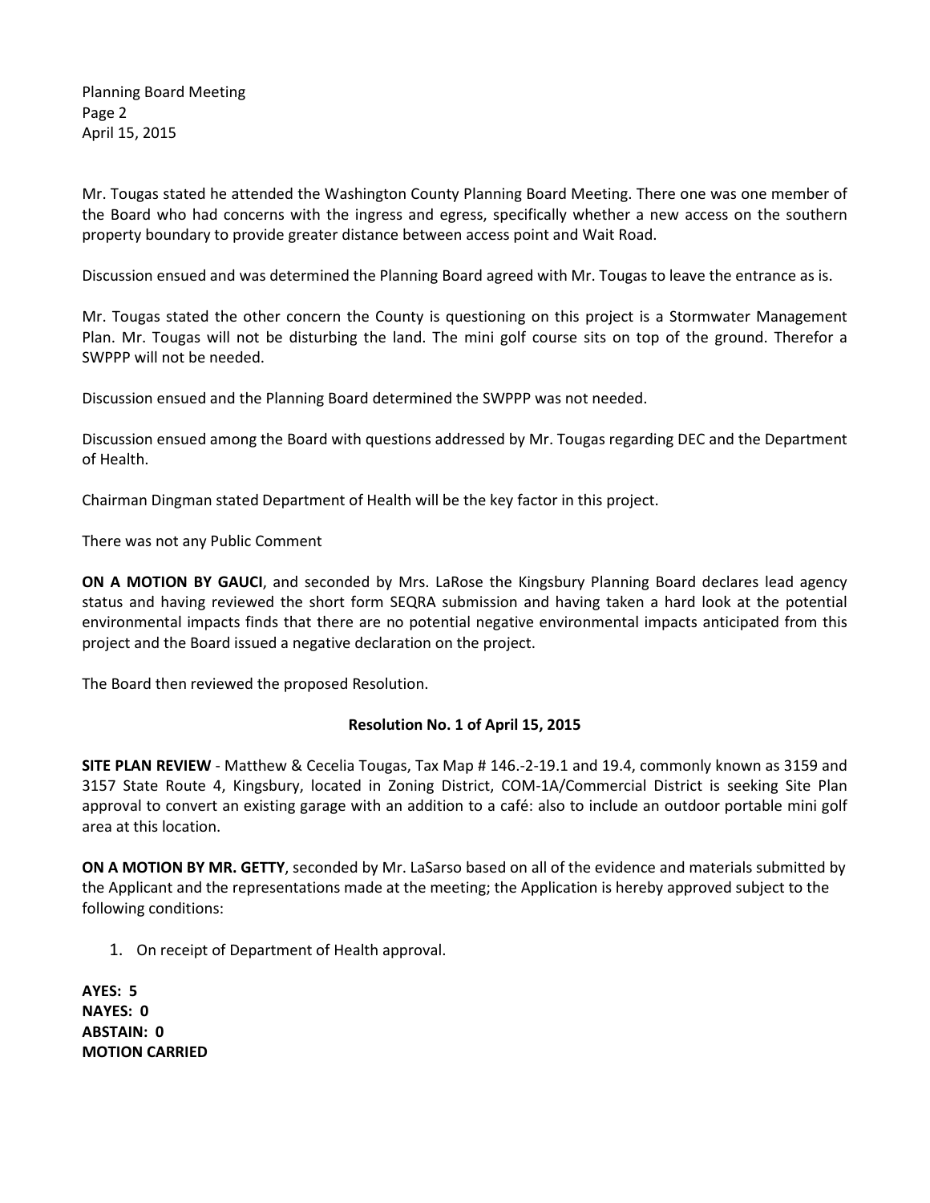Mr. Tougas stated he attended the Washington County Planning Board Meeting. There one was one member of the Board who had concerns with the ingress and egress, specifically whether a new access on the southern property boundary to provide greater distance between access point and Wait Road.

Discussion ensued and was determined the Planning Board agreed with Mr. Tougas to leave the entrance as is.

Mr. Tougas stated the other concern the County is questioning on this project is a Stormwater Management Plan. Mr. Tougas will not be disturbing the land. The mini golf course sits on top of the ground. Therefor a SWPPP will not be needed.

Discussion ensued and the Planning Board determined the SWPPP was not needed.

Discussion ensued among the Board with questions addressed by Mr. Tougas regarding DEC and the Department of Health.

Chairman Dingman stated Department of Health will be the key factor in this project.

There was not any Public Comment

**ON A MOTION BY GAUCI**, and seconded by Mrs. LaRose the Kingsbury Planning Board declares lead agency status and having reviewed the short form SEQRA submission and having taken a hard look at the potential environmental impacts finds that there are no potential negative environmental impacts anticipated from this project and the Board issued a negative declaration on the project.

The Board then reviewed the proposed Resolution.

**Resolution No. 1 of April 15, 2015**

**SITE PLAN REVIEW** - Matthew & Cecelia Tougas, Tax Map # 146.-2-19.1 and 19.4, commonly known as 3159 and 3157 State Route 4, Kingsbury, located in Zoning District, COM-1A/Commercial District is seeking Site Plan approval to convert an existing garage with an addition to a café: also to include an outdoor portable mini golf area at this location.

**ON A MOTION BY MR. GETTY**, seconded by Mr. LaSarso based on all of the evidence and materials submitted by the Applicant and the representations made at the meeting; the Application is hereby approved subject to the following conditions:

1. On receipt of Department of Health approval.

**AYES: 5**
**NAYES: 0**
**ABSTAIN: 0**
**MOTION CARRIED**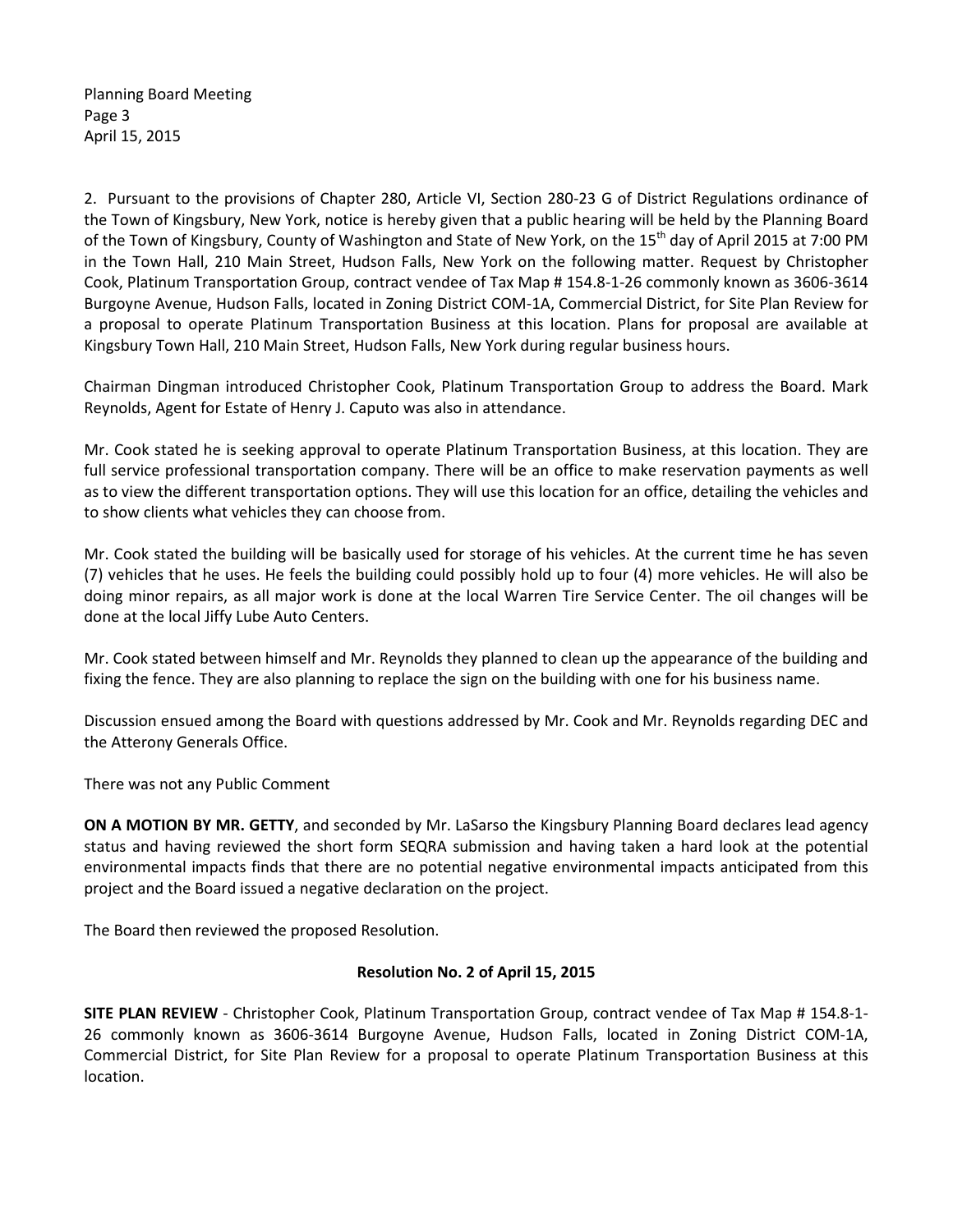2. Pursuant to the provisions of Chapter 280, Article VI, Section 280-23 G of District Regulations ordinance of the Town of Kingsbury, New York, notice is hereby given that a public hearing will be held by the Planning Board of the Town of Kingsbury, County of Washington and State of New York, on the 15th day of April 2015 at 7:00 PM in the Town Hall, 210 Main Street, Hudson Falls, New York on the following matter. Request by Christopher Cook, Platinum Transportation Group, contract vendee of Tax Map # 154.8-1-26 commonly known as 3606-3614 Burgoyne Avenue, Hudson Falls, located in Zoning District COM-1A, Commercial District, for Site Plan Review for a proposal to operate Platinum Transportation Business at this location. Plans for proposal are available at Kingsbury Town Hall, 210 Main Street, Hudson Falls, New York during regular business hours.

Chairman Dingman introduced Christopher Cook, Platinum Transportation Group to address the Board. Mark Reynolds, Agent for Estate of Henry J. Caputo was also in attendance.

Mr. Cook stated he is seeking approval to operate Platinum Transportation Business, at this location. They are full service professional transportation company. There will be an office to make reservation payments as well as to view the different transportation options. They will use this location for an office, detailing the vehicles and to show clients what vehicles they can choose from.

Mr. Cook stated the building will be basically used for storage of his vehicles. At the current time he has seven (7) vehicles that he uses. He feels the building could possibly hold up to four (4) more vehicles. He will also be doing minor repairs, as all major work is done at the local Warren Tire Service Center. The oil changes will be done at the local Jiffy Lube Auto Centers.

Mr. Cook stated between himself and Mr. Reynolds they planned to clean up the appearance of the building and fixing the fence. They are also planning to replace the sign on the building with one for his business name.

Discussion ensued among the Board with questions addressed by Mr. Cook and Mr. Reynolds regarding DEC and the Atterony Generals Office.

There was not any Public Comment

**ON A MOTION BY MR. GETTY**, and seconded by Mr. LaSarso the Kingsbury Planning Board declares lead agency status and having reviewed the short form SEQRA submission and having taken a hard look at the potential environmental impacts finds that there are no potential negative environmental impacts anticipated from this project and the Board issued a negative declaration on the project.

The Board then reviewed the proposed Resolution.

**Resolution No. 2 of April 15, 2015**

**SITE PLAN REVIEW** - Christopher Cook, Platinum Transportation Group, contract vendee of Tax Map # 154.8-1-26 commonly known as 3606-3614 Burgoyne Avenue, Hudson Falls, located in Zoning District COM-1A, Commercial District, for Site Plan Review for a proposal to operate Platinum Transportation Business at this location.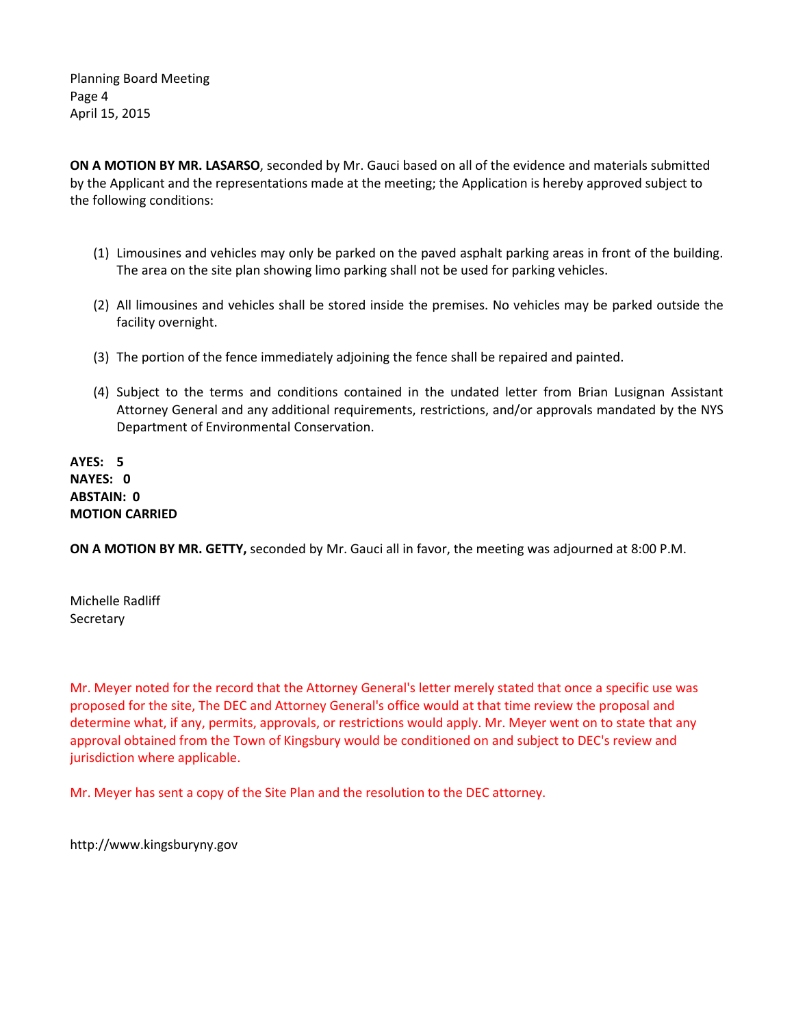**ON A MOTION BY MR. LASARSO**, seconded by Mr. Gauci based on all of the evidence and materials submitted by the Applicant and the representations made at the meeting; the Application is hereby approved subject to the following conditions:

(1) Limousines and vehicles may only be parked on the paved asphalt parking areas in front of the building. The area on the site plan showing limo parking shall not be used for parking vehicles.

(2) All limousines and vehicles shall be stored inside the premises. No vehicles may be parked outside the facility overnight.

(3) The portion of the fence immediately adjoining the fence shall be repaired and painted.

(4) Subject to the terms and conditions contained in the undated letter from Brian Lusignan Assistant Attorney General and any additional requirements, restrictions, and/or approvals mandated by the NYS Department of Environmental Conservation.

**AYES: 5**
**NAYES: 0**
**ABSTAIN: 0**
**MOTION CARRIED**

**ON A MOTION BY MR. GETTY,** seconded by Mr. Gauci all in favor, the meeting was adjourned at 8:00 P.M.

Michelle Radliff
Secretary

Mr. Meyer noted for the record that the Attorney General's letter merely stated that once a specific use was proposed for the site, The DEC and Attorney General's office would at that time review the proposal and determine what, if any, permits, approvals, or restrictions would apply. Mr. Meyer went on to state that any approval obtained from the Town of Kingsbury would be conditioned on and subject to DEC's review and jurisdiction where applicable.

Mr. Meyer has sent a copy of the Site Plan and the resolution to the DEC attorney.

http://www.kingsburyny.gov